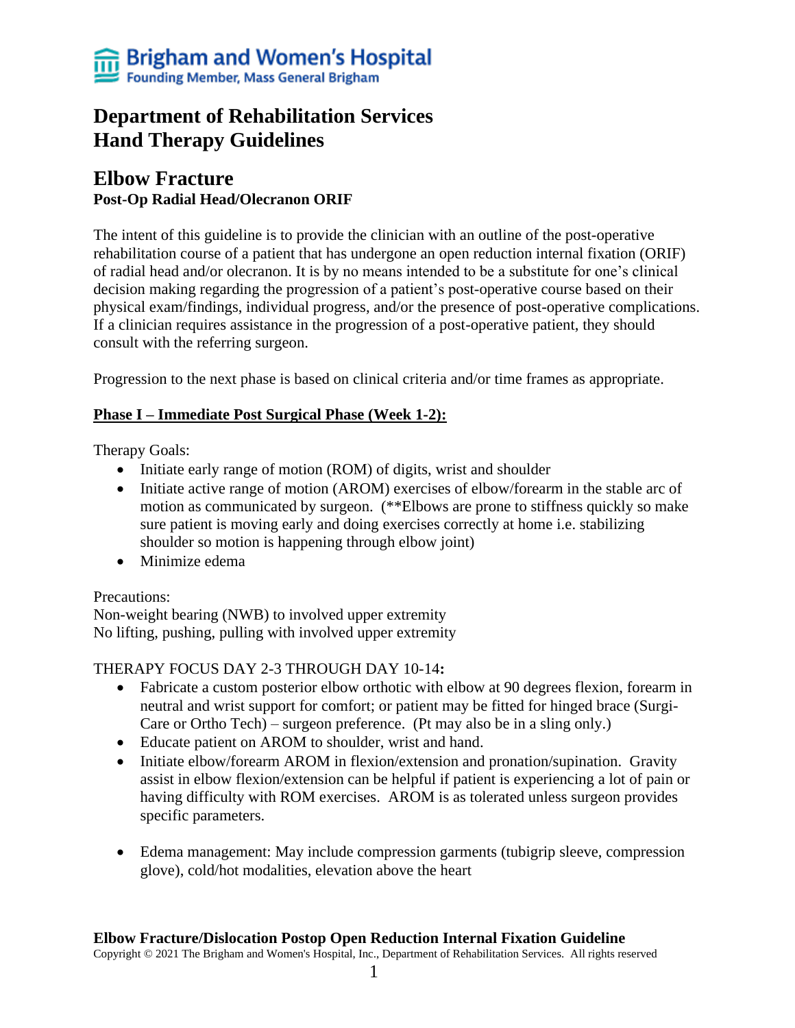Brigham and Women's Hospital
Founding Member, Mass General Brigham

# Department of Rehabilitation Services
# Hand Therapy Guidelines

## Elbow Fracture
**Post-Op Radial Head/Olecranon ORIF**

The intent of this guideline is to provide the clinician with an outline of the post-operative rehabilitation course of a patient that has undergone an open reduction internal fixation (ORIF) of radial head and/or olecranon. It is by no means intended to be a substitute for one's clinical decision making regarding the progression of a patient's post-operative course based on their physical exam/findings, individual progress, and/or the presence of post-operative complications. If a clinician requires assistance in the progression of a post-operative patient, they should consult with the referring surgeon.

Progression to the next phase is based on clinical criteria and/or time frames as appropriate.

### Phase I – Immediate Post Surgical Phase (Week 1-2):

Therapy Goals:
- Initiate early range of motion (ROM) of digits, wrist and shoulder
- Initiate active range of motion (AROM) exercises of elbow/forearm in the stable arc of motion as communicated by surgeon. (**Elbows are prone to stiffness quickly so make sure patient is moving early and doing exercises correctly at home i.e. stabilizing shoulder so motion is happening through elbow joint)
- Minimize edema

Precautions:
Non-weight bearing (NWB) to involved upper extremity
No lifting, pushing, pulling with involved upper extremity

THERAPY FOCUS DAY 2-3 THROUGH DAY 10-14**:**
- Fabricate a custom posterior elbow orthotic with elbow at 90 degrees flexion, forearm in neutral and wrist support for comfort; or patient may be fitted for hinged brace (Surgi-Care or Ortho Tech) – surgeon preference. (Pt may also be in a sling only.)
- Educate patient on AROM to shoulder, wrist and hand.
- Initiate elbow/forearm AROM in flexion/extension and pronation/supination. Gravity assist in elbow flexion/extension can be helpful if patient is experiencing a lot of pain or having difficulty with ROM exercises. AROM is as tolerated unless surgeon provides specific parameters.
- Edema management: May include compression garments (tubigrip sleeve, compression glove), cold/hot modalities, elevation above the heart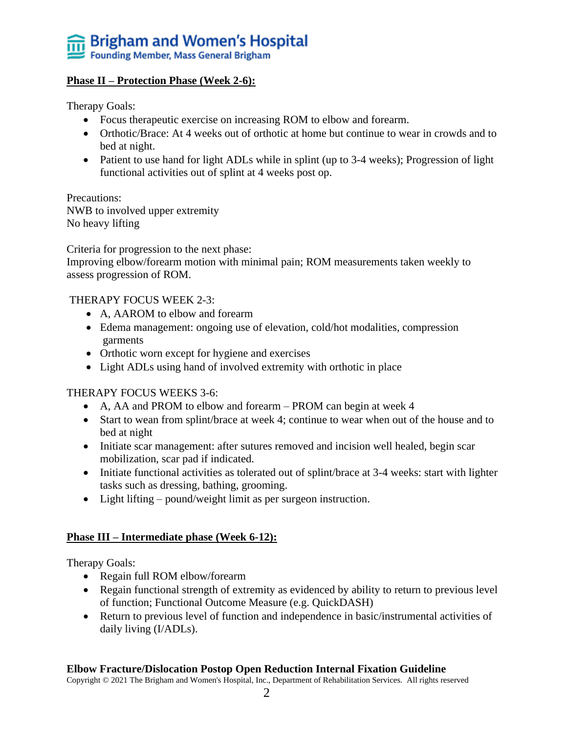## Phase II – Protection Phase (Week 2-6):

Therapy Goals:

- Focus therapeutic exercise on increasing ROM to elbow and forearm.
- Orthotic/Brace: At 4 weeks out of orthotic at home but continue to wear in crowds and to bed at night.
- Patient to use hand for light ADLs while in splint (up to 3-4 weeks); Progression of light functional activities out of splint at 4 weeks post op.

Precautions:
NWB to involved upper extremity
No heavy lifting

Criteria for progression to the next phase:
Improving elbow/forearm motion with minimal pain; ROM measurements taken weekly to assess progression of ROM.

THERAPY FOCUS WEEK 2-3:

- A, AAROM to elbow and forearm
- Edema management: ongoing use of elevation, cold/hot modalities, compression garments
- Orthotic worn except for hygiene and exercises
- Light ADLs using hand of involved extremity with orthotic in place

THERAPY FOCUS WEEKS 3-6:

- A, AA and PROM to elbow and forearm – PROM can begin at week 4
- Start to wean from splint/brace at week 4; continue to wear when out of the house and to bed at night
- Initiate scar management: after sutures removed and incision well healed, begin scar mobilization, scar pad if indicated.
- Initiate functional activities as tolerated out of splint/brace at 3-4 weeks: start with lighter tasks such as dressing, bathing, grooming.
- Light lifting – pound/weight limit as per surgeon instruction.

## Phase III – Intermediate phase (Week 6-12):

Therapy Goals:

- Regain full ROM elbow/forearm
- Regain functional strength of extremity as evidenced by ability to return to previous level of function; Functional Outcome Measure (e.g. QuickDASH)
- Return to previous level of function and independence in basic/instrumental activities of daily living (I/ADLs).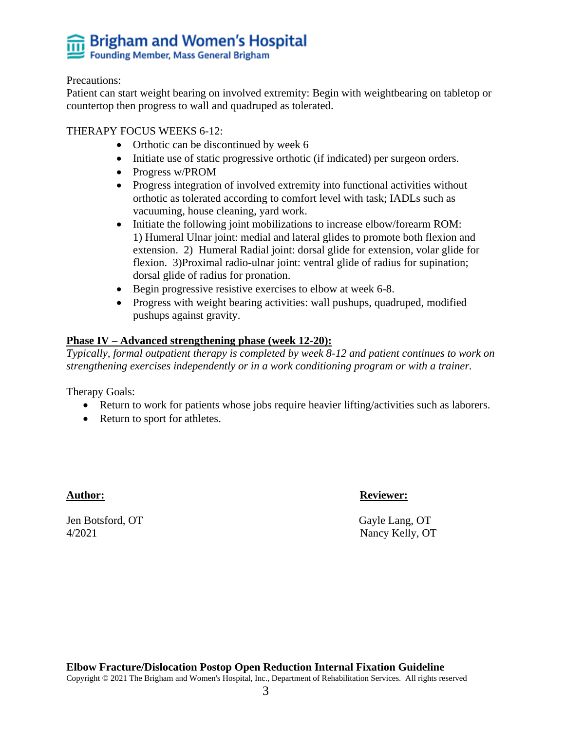Precautions:
Patient can start weight bearing on involved extremity: Begin with weightbearing on tabletop or countertop then progress to wall and quadruped as tolerated.

THERAPY FOCUS WEEKS 6-12:

- Orthotic can be discontinued by week 6
- Initiate use of static progressive orthotic (if indicated) per surgeon orders.
- Progress w/PROM
- Progress integration of involved extremity into functional activities without orthotic as tolerated according to comfort level with task; IADLs such as vacuuming, house cleaning, yard work.
- Initiate the following joint mobilizations to increase elbow/forearm ROM: 1) Humeral Ulnar joint: medial and lateral glides to promote both flexion and extension. 2) Humeral Radial joint: dorsal glide for extension, volar glide for flexion. 3)Proximal radio-ulnar joint: ventral glide of radius for supination; dorsal glide of radius for pronation.
- Begin progressive resistive exercises to elbow at week 6-8.
- Progress with weight bearing activities: wall pushups, quadruped, modified pushups against gravity.

**Phase IV – Advanced strengthening phase (week 12-20):**

*Typically, formal outpatient therapy is completed by week 8-12 and patient continues to work on strengthening exercises independently or in a work conditioning program or with a trainer.*

Therapy Goals:

- Return to work for patients whose jobs require heavier lifting/activities such as laborers.
- Return to sport for athletes.

**Author:**

Jen Botsford, OT
4/2021

**Reviewer:**

Gayle Lang, OT
Nancy Kelly, OT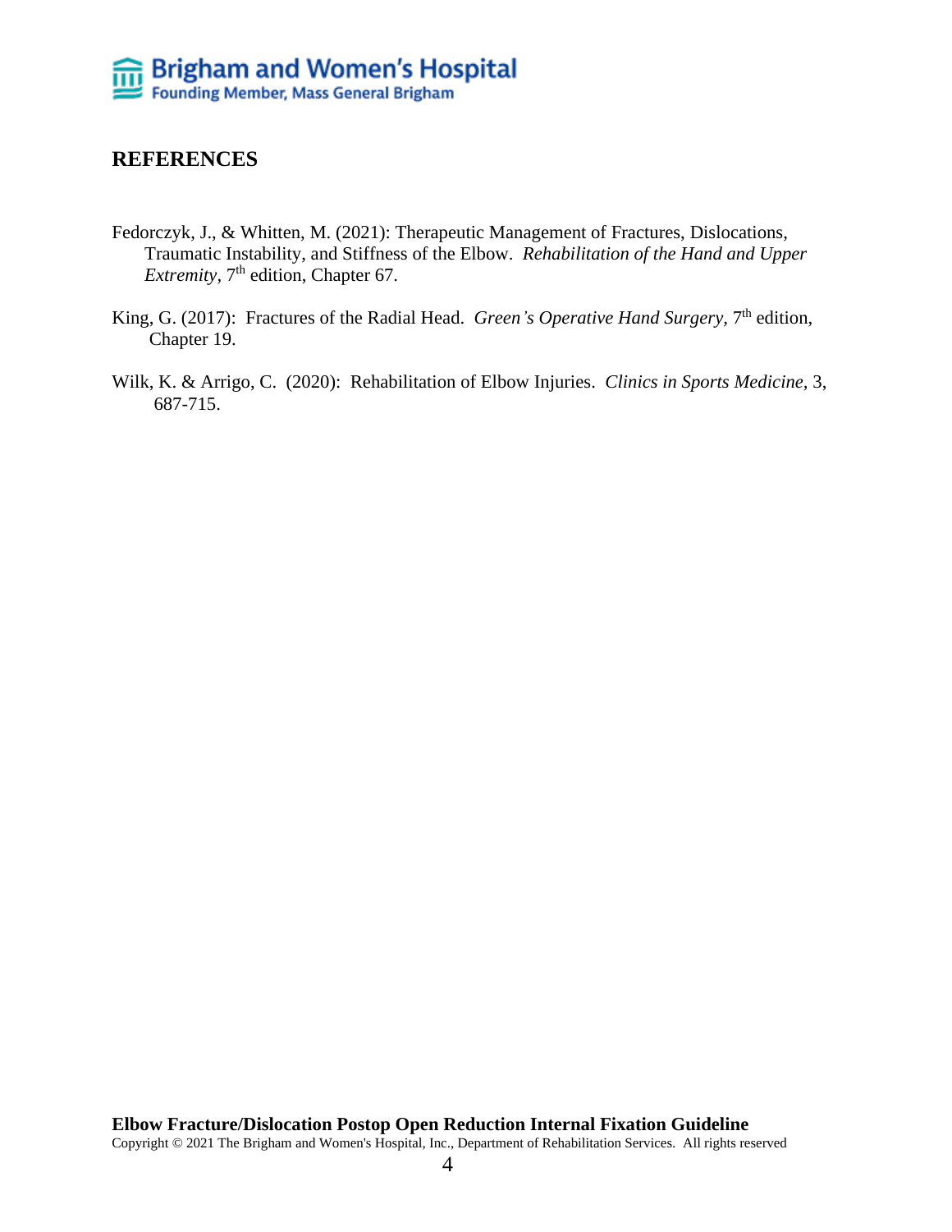## REFERENCES

Fedorczyk, J., & Whitten, M. (2021): Therapeutic Management of Fractures, Dislocations, Traumatic Instability, and Stiffness of the Elbow. *Rehabilitation of the Hand and Upper Extremity,* 7th edition, Chapter 67.

King, G. (2017): Fractures of the Radial Head. *Green's Operative Hand Surgery,* 7th edition, Chapter 19.

Wilk, K. & Arrigo, C. (2020): Rehabilitation of Elbow Injuries. *Clinics in Sports Medicine*, 3, 687-715.